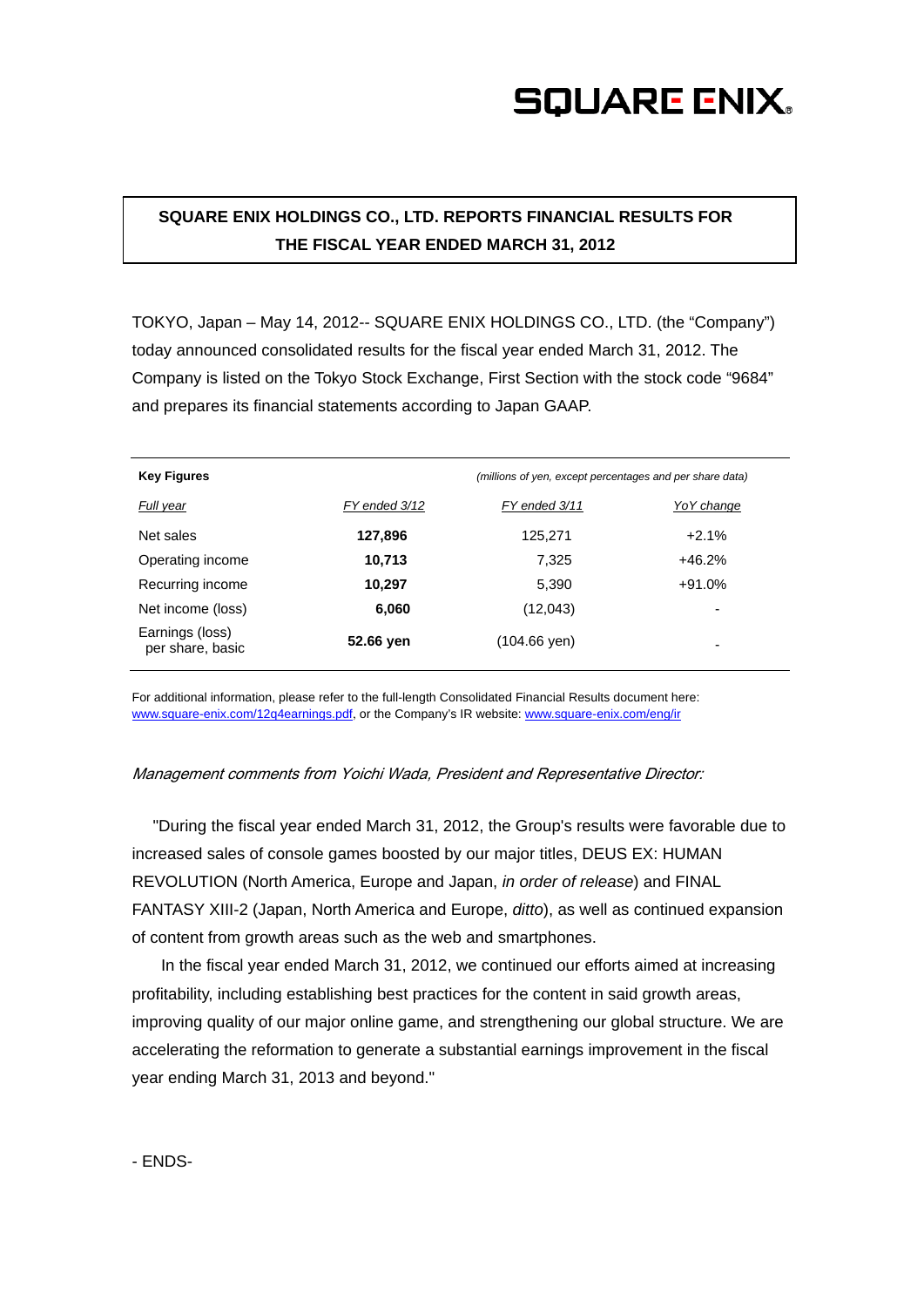SQUARE ENIX

# SQUARE ENIX HOLDINGS CO., LTD. REPORTS FINANCIAL RESULTS FOR THE FISCAL YEAR ENDED MARCH 31, 2012

TOKYO, Japan – May 14, 2012-- SQUARE ENIX HOLDINGS CO., LTD. (the "Company") today announced consolidated results for the fiscal year ended March 31, 2012. The Company is listed on the Tokyo Stock Exchange, First Section with the stock code "9684" and prepares its financial statements according to Japan GAAP.

**Key Figures** *(millions of yen, except percentages and per share data)*

| *Full year* | *FY ended 3/12* | *FY ended 3/11* | *YoY change* |
|---|---|---|---|
| Net sales | **127,896** | 125,271 | +2.1% |
| Operating income | **10,713** | 7,325 | +46.2% |
| Recurring income | **10,297** | 5,390 | +91.0% |
| Net income (loss) | **6,060** | (12,043) | - |
| Earnings (loss) per share, basic | **52.66 yen** | (104.66 yen) | - |

For additional information, please refer to the full-length Consolidated Financial Results document here: www.square-enix.com/12q4earnings.pdf, or the Company's IR website: www.square-enix.com/eng/ir

*Management comments from Yoichi Wada, President and Representative Director:*

"During the fiscal year ended March 31, 2012, the Group's results were favorable due to increased sales of console games boosted by our major titles, DEUS EX: HUMAN REVOLUTION (North America, Europe and Japan, *in order of release*) and FINAL FANTASY XIII-2 (Japan, North America and Europe, *ditto*), as well as continued expansion of content from growth areas such as the web and smartphones.

In the fiscal year ended March 31, 2012, we continued our efforts aimed at increasing profitability, including establishing best practices for the content in said growth areas, improving quality of our major online game, and strengthening our global structure. We are accelerating the reformation to generate a substantial earnings improvement in the fiscal year ending March 31, 2013 and beyond."

- ENDS-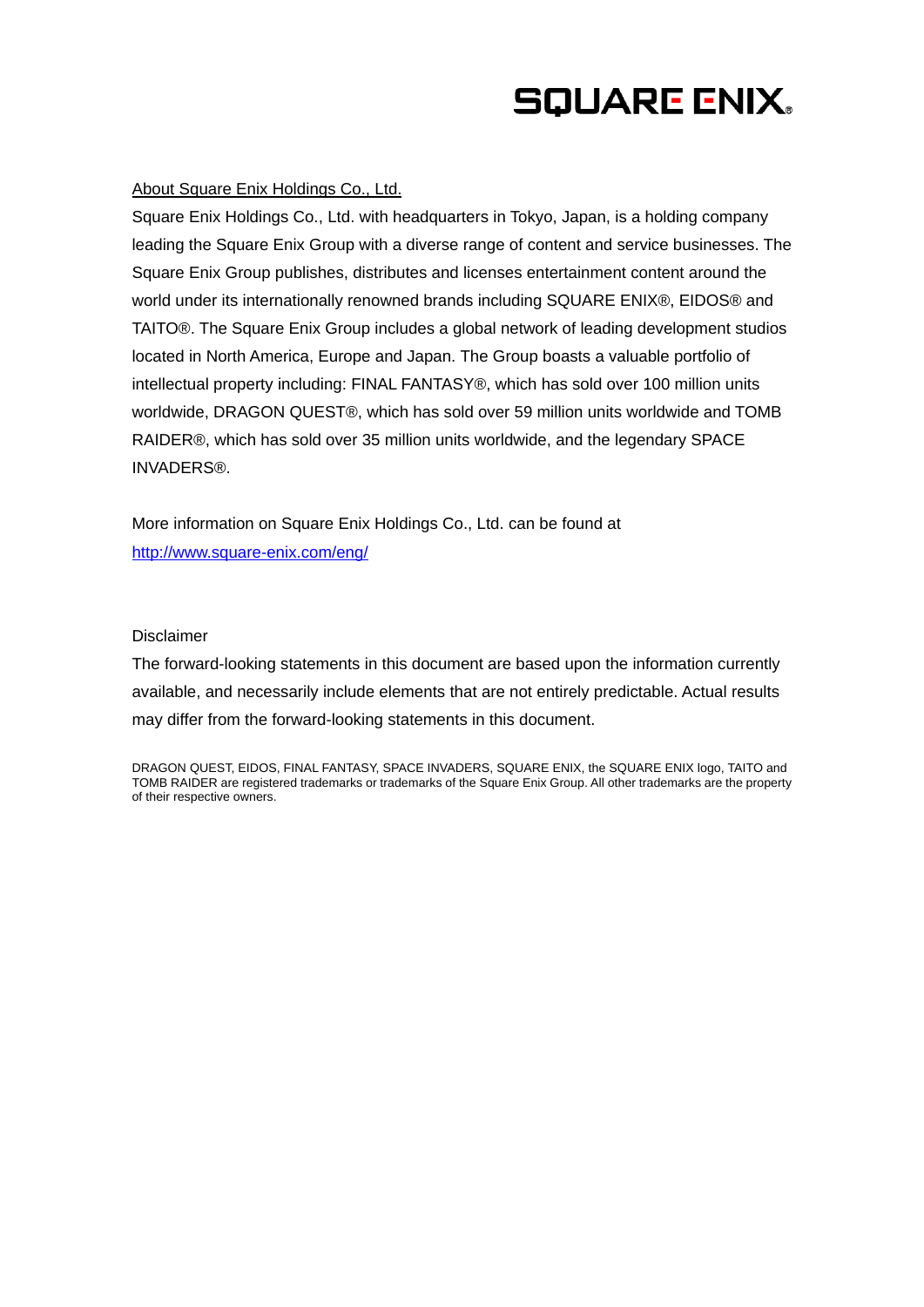SQUARE ENIX

About Square Enix Holdings Co., Ltd.

Square Enix Holdings Co., Ltd. with headquarters in Tokyo, Japan, is a holding company leading the Square Enix Group with a diverse range of content and service businesses. The Square Enix Group publishes, distributes and licenses entertainment content around the world under its internationally renowned brands including SQUARE ENIX®, EIDOS® and TAITO®. The Square Enix Group includes a global network of leading development studios located in North America, Europe and Japan. The Group boasts a valuable portfolio of intellectual property including: FINAL FANTASY®, which has sold over 100 million units worldwide, DRAGON QUEST®, which has sold over 59 million units worldwide and TOMB RAIDER®, which has sold over 35 million units worldwide, and the legendary SPACE INVADERS®.

More information on Square Enix Holdings Co., Ltd. can be found at http://www.square-enix.com/eng/

Disclaimer

The forward-looking statements in this document are based upon the information currently available, and necessarily include elements that are not entirely predictable. Actual results may differ from the forward-looking statements in this document.

DRAGON QUEST, EIDOS, FINAL FANTASY, SPACE INVADERS, SQUARE ENIX, the SQUARE ENIX logo, TAITO and TOMB RAIDER are registered trademarks or trademarks of the Square Enix Group. All other trademarks are the property of their respective owners.